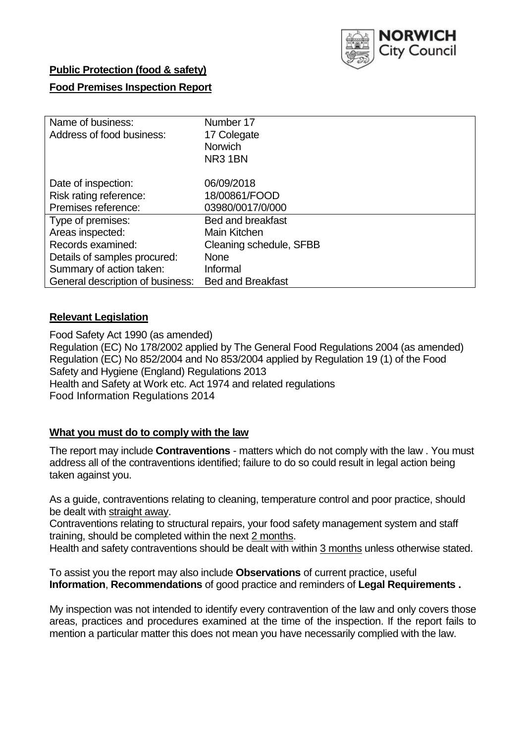NORWICH City Council

**Public Protection (food & safety)**

**Food Premises Inspection Report**

| | |
|---|---|
| Name of business: | Number 17 |
| Address of food business: | 17 Colegate<br>Norwich<br>NR3 1BN |
| Date of inspection: | 06/09/2018 |
| Risk rating reference: | 18/00861/FOOD |
| Premises reference: | 03980/0017/0/000 |
| Type of premises: | Bed and breakfast |
| Areas inspected: | Main Kitchen |
| Records examined: | Cleaning schedule, SFBB |
| Details of samples procured: | None |
| Summary of action taken: | Informal |
| General description of business: | Bed and Breakfast |

## **Relevant Legislation**

Food Safety Act 1990 (as amended)
Regulation (EC) No 178/2002 applied by The General Food Regulations 2004 (as amended)
Regulation (EC) No 852/2004 and No 853/2004 applied by Regulation 19 (1) of the Food Safety and Hygiene (England) Regulations 2013
Health and Safety at Work etc. Act 1974 and related regulations
Food Information Regulations 2014

## **What you must do to comply with the law**

The report may include **Contraventions** - matters which do not comply with the law . You must address all of the contraventions identified; failure to do so could result in legal action being taken against you.

As a guide, contraventions relating to cleaning, temperature control and poor practice, should be dealt with straight away.
Contraventions relating to structural repairs, your food safety management system and staff training, should be completed within the next 2 months.
Health and safety contraventions should be dealt with within 3 months unless otherwise stated.

To assist you the report may also include **Observations** of current practice, useful **Information**, **Recommendations** of good practice and reminders of **Legal Requirements .**

My inspection was not intended to identify every contravention of the law and only covers those areas, practices and procedures examined at the time of the inspection. If the report fails to mention a particular matter this does not mean you have necessarily complied with the law.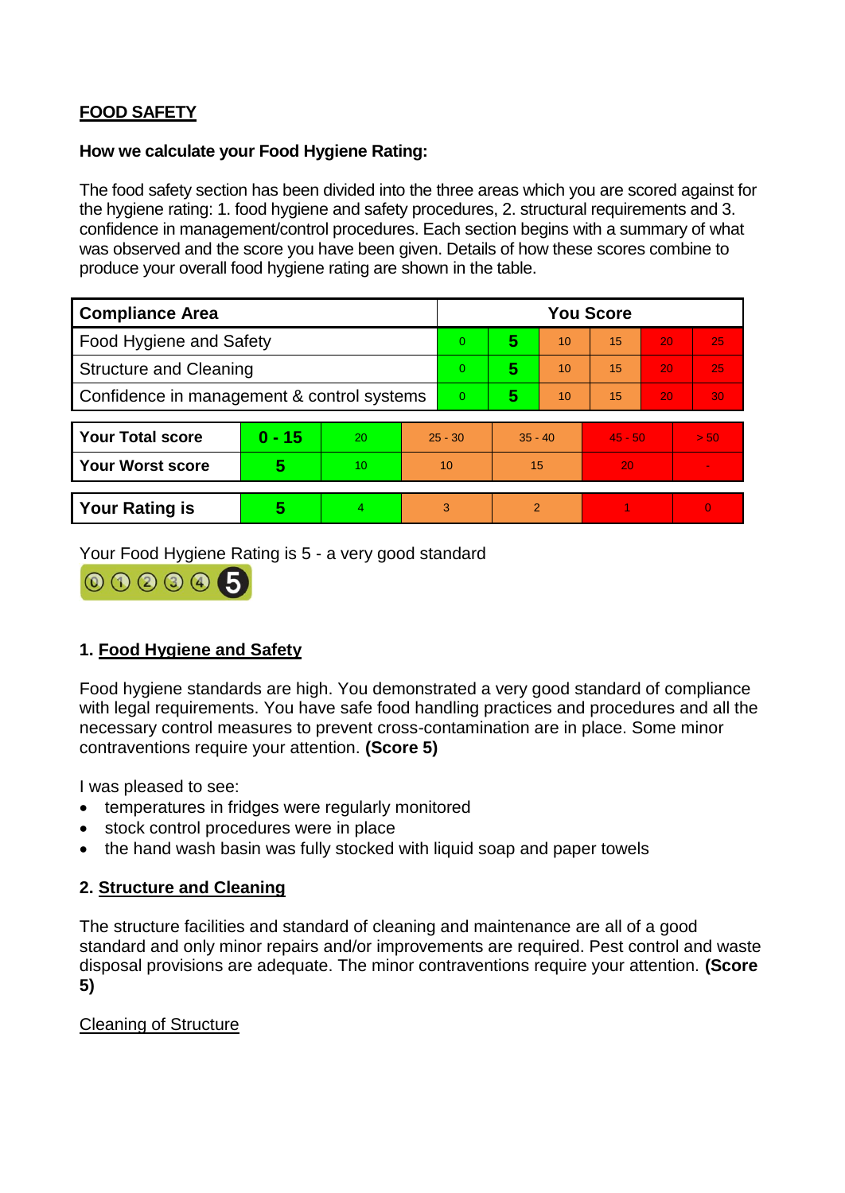**FOOD SAFETY**

**How we calculate your Food Hygiene Rating:**

The food safety section has been divided into the three areas which you are scored against for the hygiene rating: 1. food hygiene and safety procedures, 2. structural requirements and 3. confidence in management/control procedures. Each section begins with a summary of what was observed and the score you have been given. Details of how these scores combine to produce your overall food hygiene rating are shown in the table.

| Compliance Area | You Score | | | | | |
|---|---|---|---|---|---|---|
| Food Hygiene and Safety | 0 | **5** | 10 | 15 | 20 | 25 |
| Structure and Cleaning | 0 | **5** | 10 | 15 | 20 | 25 |
| Confidence in management & control systems | 0 | **5** | 10 | 15 | 20 | 30 |

| | | | | | | |
|---|---|---|---|---|---|---|
| **Your Total score** | **0 - 15** | 20 | 25 - 30 | 35 - 40 | 45 - 50 | > 50 |
| **Your Worst score** | **5** | 10 | 10 | 15 | 20 | - |
| **Your Rating is** | **5** | 4 | 3 | 2 | 1 | 0 |

Your Food Hygiene Rating is 5 - a very good standard

## 1. Food Hygiene and Safety

Food hygiene standards are high. You demonstrated a very good standard of compliance with legal requirements. You have safe food handling practices and procedures and all the necessary control measures to prevent cross-contamination are in place. Some minor contraventions require your attention. **(Score 5)**

I was pleased to see:

- temperatures in fridges were regularly monitored
- stock control procedures were in place
- the hand wash basin was fully stocked with liquid soap and paper towels

## 2. Structure and Cleaning

The structure facilities and standard of cleaning and maintenance are all of a good standard and only minor repairs and/or improvements are required. Pest control and waste disposal provisions are adequate. The minor contraventions require your attention. **(Score 5)**

Cleaning of Structure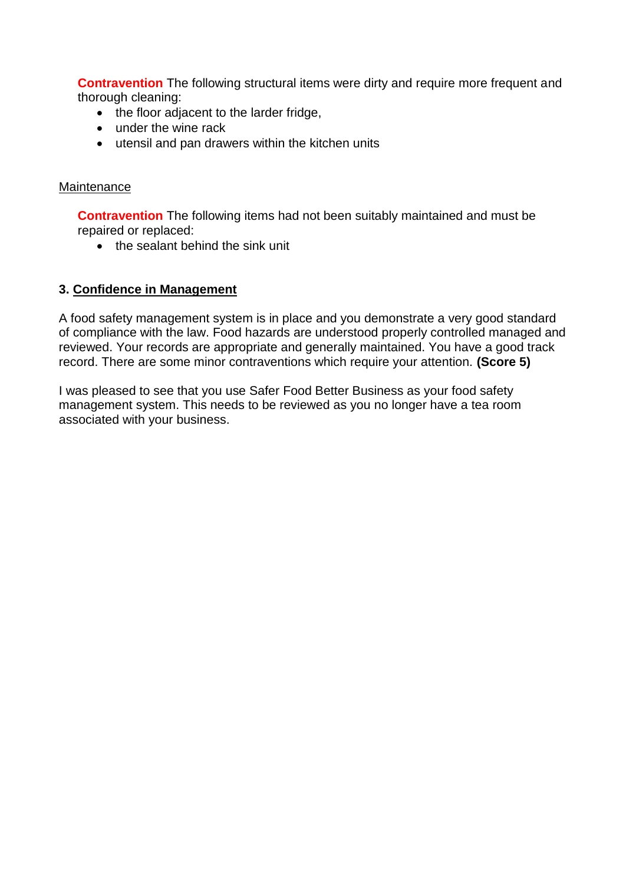**Contravention** The following structural items were dirty and require more frequent and thorough cleaning:

- the floor adjacent to the larder fridge,
- under the wine rack
- utensil and pan drawers within the kitchen units

Maintenance

**Contravention** The following items had not been suitably maintained and must be repaired or replaced:

- the sealant behind the sink unit

### 3. Confidence in Management

A food safety management system is in place and you demonstrate a very good standard of compliance with the law. Food hazards are understood properly controlled managed and reviewed. Your records are appropriate and generally maintained. You have a good track record. There are some minor contraventions which require your attention. **(Score 5)**

I was pleased to see that you use Safer Food Better Business as your food safety management system. This needs to be reviewed as you no longer have a tea room associated with your business.